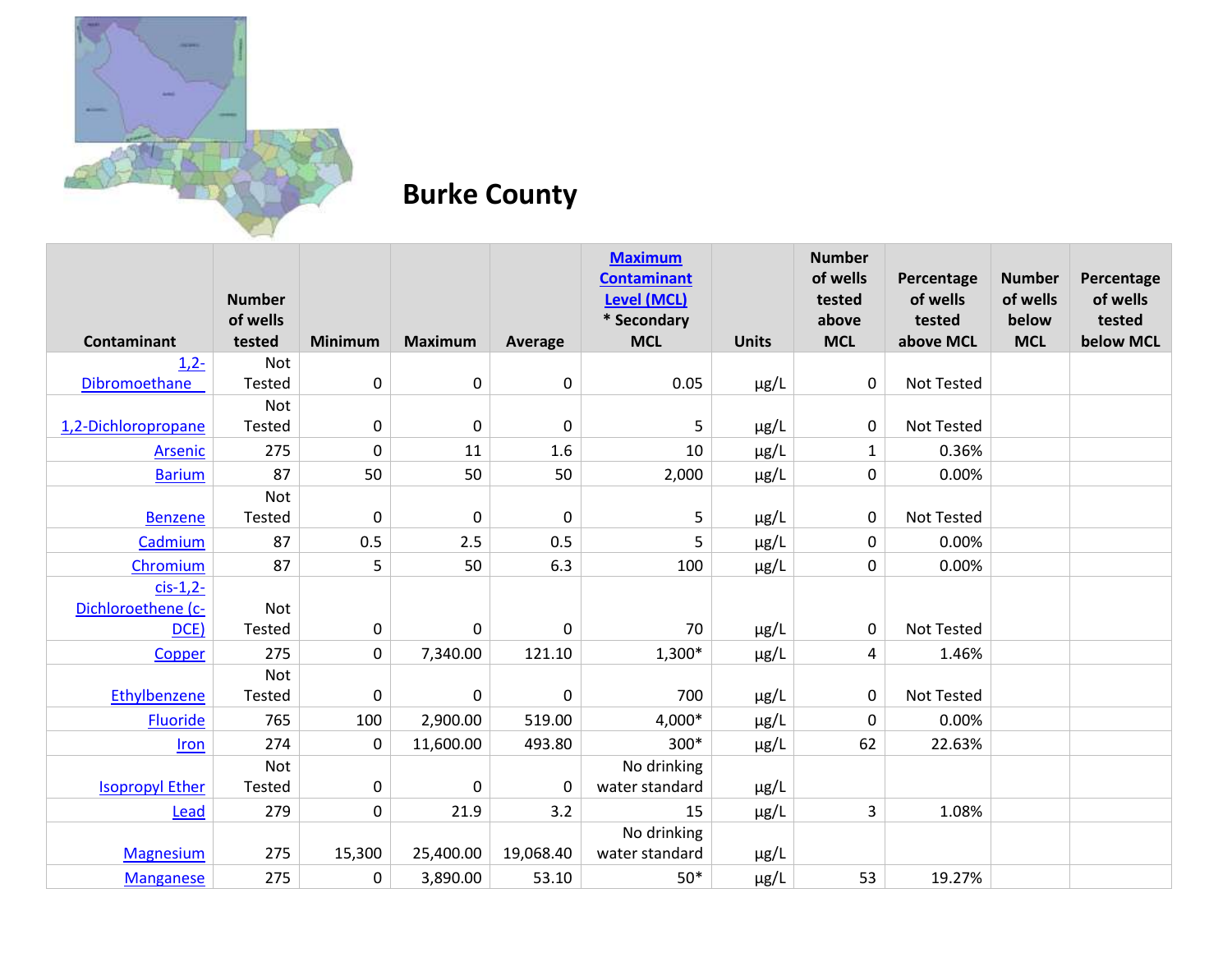# Burke County

| Contaminant | Number of wells tested | Minimum | Maximum | Average | Maximum Contaminant Level (MCL) * Secondary MCL | Units | Number of wells tested above MCL | Percentage of wells tested above MCL | Number of wells below MCL | Percentage of wells tested below MCL |
|---|---|---|---|---|---|---|---|---|---|---|
| 1,2-Dibromoethane | Not Tested | 0 | 0 | 0 | 0.05 | µg/L | 0 | Not Tested | | |
| 1,2-Dichloropropane | Not Tested | 0 | 0 | 0 | 5 | µg/L | 0 | Not Tested | | |
| Arsenic | 275 | 0 | 11 | 1.6 | 10 | µg/L | 1 | 0.36% | | |
| Barium | 87 | 50 | 50 | 50 | 2,000 | µg/L | 0 | 0.00% | | |
| Benzene | Not Tested | 0 | 0 | 0 | 5 | µg/L | 0 | Not Tested | | |
| Cadmium | 87 | 0.5 | 2.5 | 0.5 | 5 | µg/L | 0 | 0.00% | | |
| Chromium | 87 | 5 | 50 | 6.3 | 100 | µg/L | 0 | 0.00% | | |
| cis-1,2-Dichloroethene (c-DCE) | Not Tested | 0 | 0 | 0 | 70 | µg/L | 0 | Not Tested | | |
| Copper | 275 | 0 | 7,340.00 | 121.10 | 1,300* | µg/L | 4 | 1.46% | | |
| Ethylbenzene | Not Tested | 0 | 0 | 0 | 700 | µg/L | 0 | Not Tested | | |
| Fluoride | 765 | 100 | 2,900.00 | 519.00 | 4,000* | µg/L | 0 | 0.00% | | |
| Iron | 274 | 0 | 11,600.00 | 493.80 | 300* | µg/L | 62 | 22.63% | | |
| Isopropyl Ether | Not Tested | 0 | 0 | 0 | No drinking water standard | µg/L | | | | |
| Lead | 279 | 0 | 21.9 | 3.2 | 15 | µg/L | 3 | 1.08% | | |
| Magnesium | 275 | 15,300 | 25,400.00 | 19,068.40 | No drinking water standard | µg/L | | | | |
| Manganese | 275 | 0 | 3,890.00 | 53.10 | 50* | µg/L | 53 | 19.27% | | |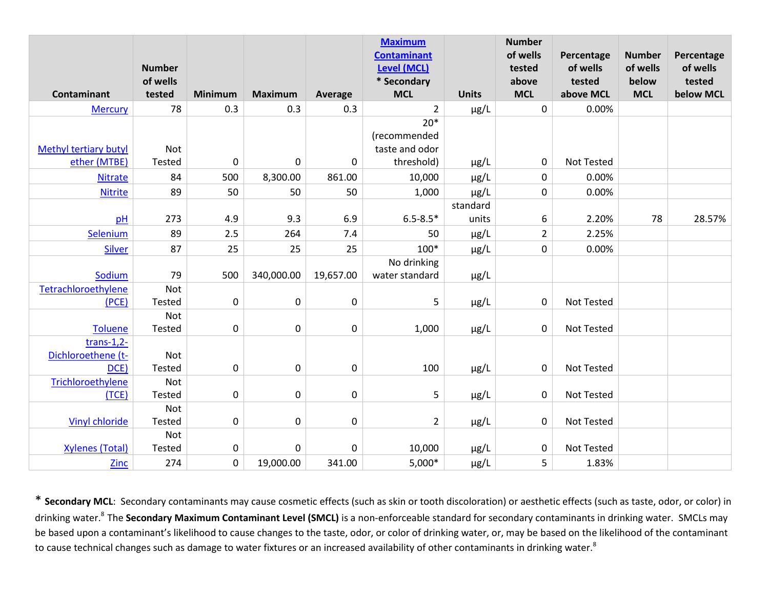| Contaminant | Number of wells tested | Minimum | Maximum | Average | Maximum Contaminant Level (MCL) * Secondary MCL | Units | Number of wells tested above MCL | Percentage of wells tested above MCL | Number of wells below MCL | Percentage of wells tested below MCL |
|---|---|---|---|---|---|---|---|---|---|---|
| Mercury | 78 | 0.3 | 0.3 | 0.3 | 2 | µg/L | 0 | 0.00% | | |
| Methyl tertiary butyl ether (MTBE) | Not Tested | 0 | 0 | 0 | 20* (recommended taste and odor threshold) | µg/L | 0 | Not Tested | | |
| Nitrate | 84 | 500 | 8,300.00 | 861.00 | 10,000 | µg/L | 0 | 0.00% | | |
| Nitrite | 89 | 50 | 50 | 50 | 1,000 | µg/L | 0 | 0.00% | | |
| pH | 273 | 4.9 | 9.3 | 6.9 | 6.5-8.5* | standard units | 6 | 2.20% | 78 | 28.57% |
| Selenium | 89 | 2.5 | 264 | 7.4 | 50 | µg/L | 2 | 2.25% | | |
| Silver | 87 | 25 | 25 | 25 | 100* | µg/L | 0 | 0.00% | | |
| Sodium | 79 | 500 | 340,000.00 | 19,657.00 | No drinking water standard | µg/L | | | | |
| Tetrachloroethylene (PCE) | Not Tested | 0 | 0 | 0 | 5 | µg/L | 0 | Not Tested | | |
| Toluene | Not Tested | 0 | 0 | 0 | 1,000 | µg/L | 0 | Not Tested | | |
| trans-1,2-Dichloroethene (t-DCE) | Not Tested | 0 | 0 | 0 | 100 | µg/L | 0 | Not Tested | | |
| Trichloroethylene (TCE) | Not Tested | 0 | 0 | 0 | 5 | µg/L | 0 | Not Tested | | |
| Vinyl chloride | Not Tested | 0 | 0 | 0 | 2 | µg/L | 0 | Not Tested | | |
| Xylenes (Total) | Not Tested | 0 | 0 | 0 | 10,000 | µg/L | 0 | Not Tested | | |
| Zinc | 274 | 0 | 19,000.00 | 341.00 | 5,000* | µg/L | 5 | 1.83% | | |

\* **Secondary MCL**: Secondary contaminants may cause cosmetic effects (such as skin or tooth discoloration) or aesthetic effects (such as taste, odor, or color) in drinking water.[8] The **Secondary Maximum Contaminant Level (SMCL)** is a non-enforceable standard for secondary contaminants in drinking water. SMCLs may be based upon a contaminant's likelihood to cause changes to the taste, odor, or color of drinking water, or, may be based on the likelihood of the contaminant to cause technical changes such as damage to water fixtures or an increased availability of other contaminants in drinking water.[8]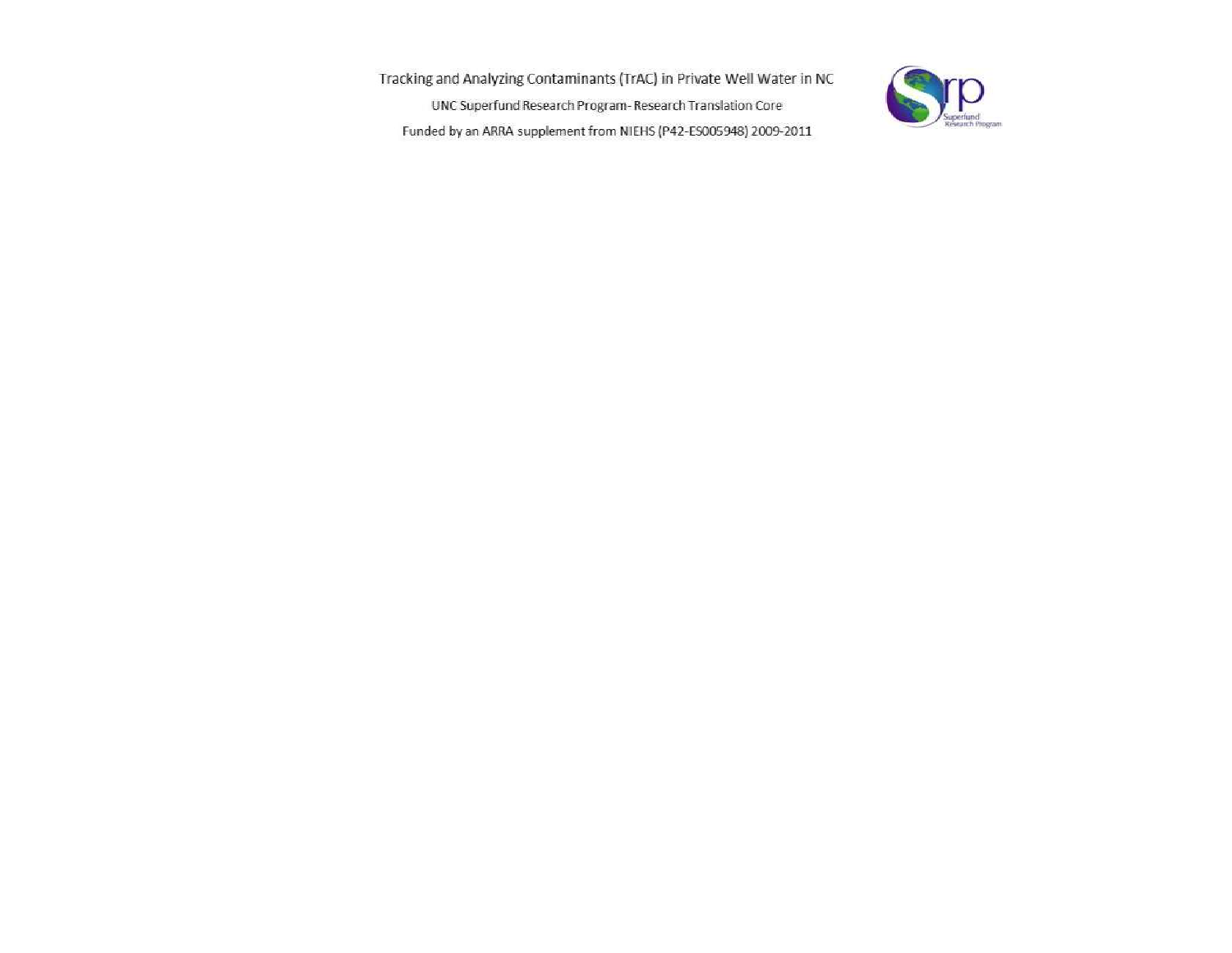Tracking and Analyzing Contaminants (TrAC) in Private Well Water in NC

UNC Superfund Research Program- Research Translation Core

Funded by an ARRA supplement from NIEHS (P42-ES005948) 2009-2011